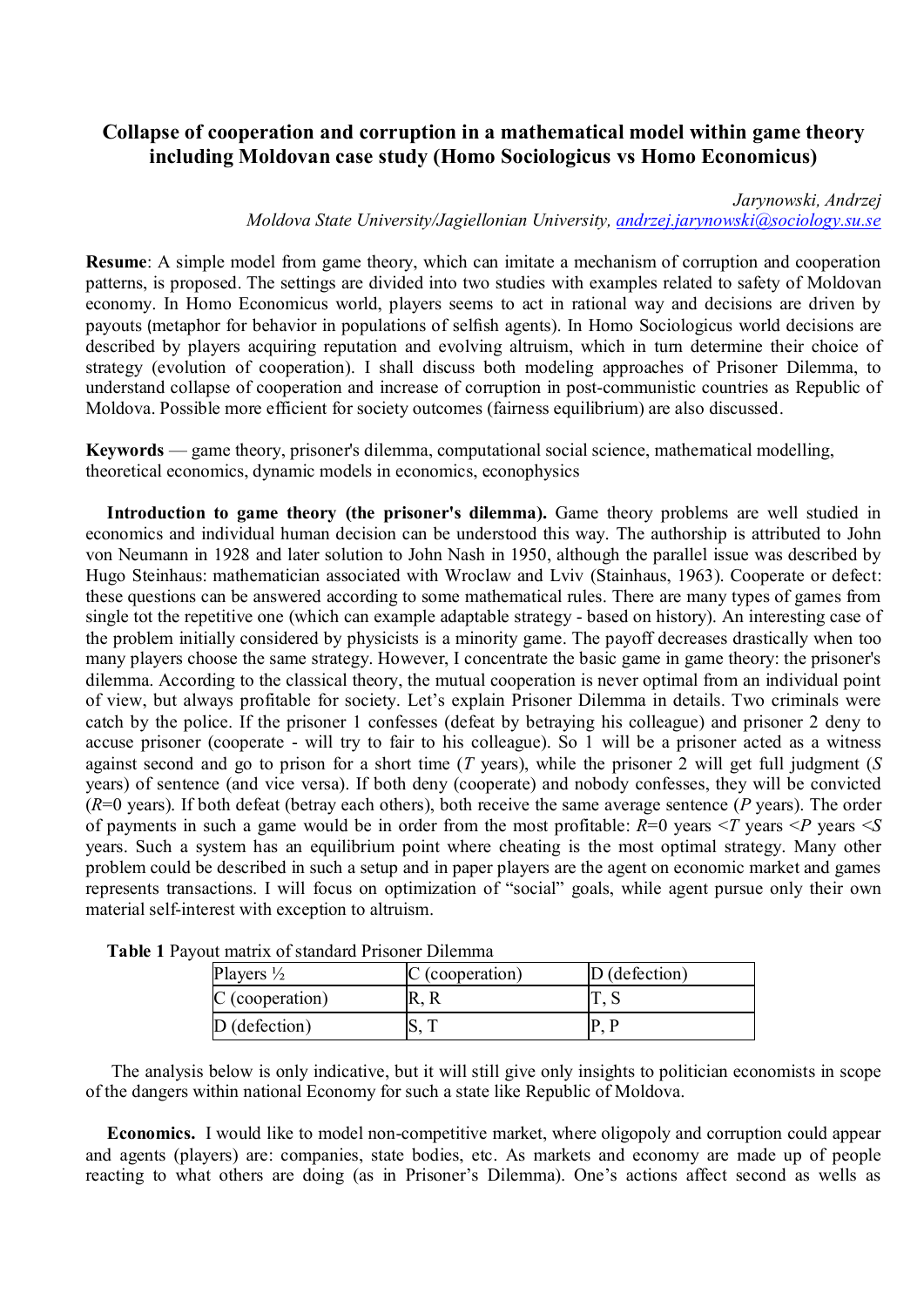# Collapse of cooperation and corruption in a mathematical model within game theory including Moldovan case study (Homo Sociologicus vs Homo Economicus)

*Jarynowski, Andrzej*
*Moldova State University/Jagiellonian University, andrzej.jarynowski@sociology.su.se*

**Resume**: A simple model from game theory, which can imitate a mechanism of corruption and cooperation patterns, is proposed. The settings are divided into two studies with examples related to safety of Moldovan economy. In Homo Economicus world, players seems to act in rational way and decisions are driven by payouts (metaphor for behavior in populations of selfish agents). In Homo Sociologicus world decisions are described by players acquiring reputation and evolving altruism, which in turn determine their choice of strategy (evolution of cooperation). I shall discuss both modeling approaches of Prisoner Dilemma, to understand collapse of cooperation and increase of corruption in post-communistic countries as Republic of Moldova. Possible more efficient for society outcomes (fairness equilibrium) are also discussed.

**Keywords** — game theory, prisoner's dilemma, computational social science, mathematical modelling, theoretical economics, dynamic models in economics, econophysics

**Introduction to game theory (the prisoner's dilemma).** Game theory problems are well studied in economics and individual human decision can be understood this way. The authorship is attributed to John von Neumann in 1928 and later solution to John Nash in 1950, although the parallel issue was described by Hugo Steinhaus: mathematician associated with Wroclaw and Lviv (Stainhaus, 1963). Cooperate or defect: these questions can be answered according to some mathematical rules. There are many types of games from single tot the repetitive one (which can example adaptable strategy - based on history). An interesting case of the problem initially considered by physicists is a minority game. The payoff decreases drastically when too many players choose the same strategy. However, I concentrate the basic game in game theory: the prisoner's dilemma. According to the classical theory, the mutual cooperation is never optimal from an individual point of view, but always profitable for society. Let's explain Prisoner Dilemma in details. Two criminals were catch by the police. If the prisoner 1 confesses (defeat by betraying his colleague) and prisoner 2 deny to accuse prisoner (cooperate - will try to fair to his colleague). So 1 will be a prisoner acted as a witness against second and go to prison for a short time ($T$ years), while the prisoner 2 will get full judgment ($S$ years) of sentence (and vice versa). If both deny (cooperate) and nobody confesses, they will be convicted ($R$=0 years). If both defeat (betray each others), both receive the same average sentence ($P$ years). The order of payments in such a game would be in order from the most profitable: $R$=0 years <$T$ years <$P$ years <$S$ years. Such a system has an equilibrium point where cheating is the most optimal strategy. Many other problem could be described in such a setup and in paper players are the agent on economic market and games represents transactions. I will focus on optimization of "social" goals, while agent pursue only their own material self-interest with exception to altruism.

**Table 1** Payout matrix of standard Prisoner Dilemma

| Players ½ | C (cooperation) | D (defection) |
|---|---|---|
| C (cooperation) | R, R | T, S |
| D (defection) | S, T | P, P |

The analysis below is only indicative, but it will still give only insights to politician economists in scope of the dangers within national Economy for such a state like Republic of Moldova.

**Economics.** I would like to model non-competitive market, where oligopoly and corruption could appear and agents (players) are: companies, state bodies, etc. As markets and economy are made up of people reacting to what others are doing (as in Prisoner's Dilemma). One's actions affect second as wells as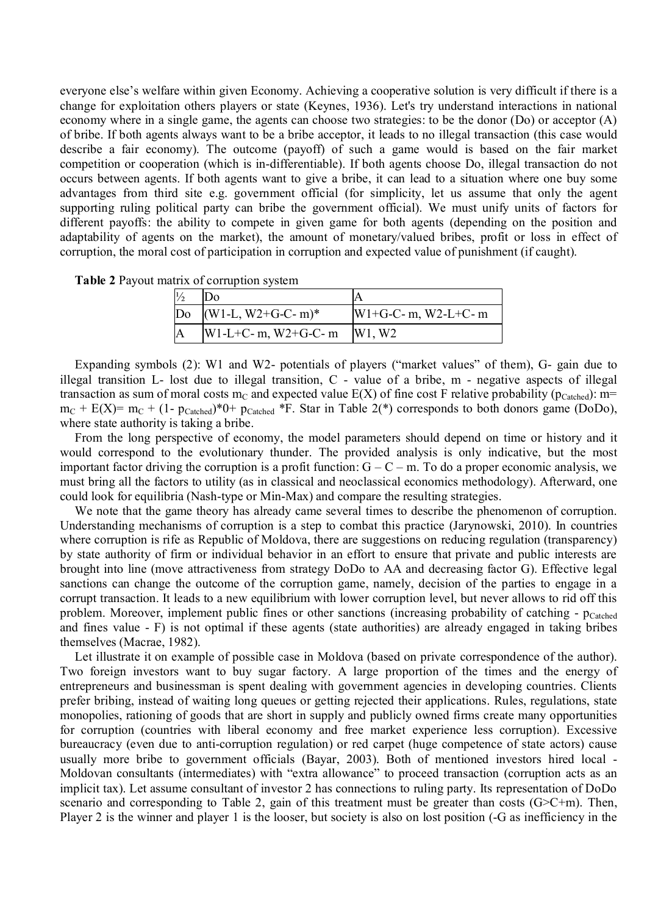everyone else's welfare within given Economy. Achieving a cooperative solution is very difficult if there is a change for exploitation others players or state (Keynes, 1936). Let's try understand interactions in national economy where in a single game, the agents can choose two strategies: to be the donor (Do) or acceptor (A) of bribe. If both agents always want to be a bribe acceptor, it leads to no illegal transaction (this case would describe a fair economy). The outcome (payoff) of such a game would is based on the fair market competition or cooperation (which is in-differentiable). If both agents choose Do, illegal transaction do not occurs between agents. If both agents want to give a bribe, it can lead to a situation where one buy some advantages from third site e.g. government official (for simplicity, let us assume that only the agent supporting ruling political party can bribe the government official). We must unify units of factors for different payoffs: the ability to compete in given game for both agents (depending on the position and adaptability of agents on the market), the amount of monetary/valued bribes, profit or loss in effect of corruption, the moral cost of participation in corruption and expected value of punishment (if caught).

**Table 2** Payout matrix of corruption system

| ½ | Do | A |
|---|---|---|
| Do | (W1-L, W2+G-C- m)* | W1+G-C- m, W2-L+C- m |
| A | W1-L+C- m, W2+G-C- m | W1, W2 |

Expanding symbols (2): W1 and W2- potentials of players ("market values" of them), G- gain due to illegal transition L- lost due to illegal transition, C - value of a bribe, m - negative aspects of illegal transaction as sum of moral costs $m_C$ and expected value E(X) of fine cost F relative probability ($p_{Catched}$): $m = m_C + E(X) = m_C + (1 - p_{Catched})*0 + p_{Catched} *F$. Star in Table 2(*) corresponds to both donors game (DoDo), where state authority is taking a bribe.

From the long perspective of economy, the model parameters should depend on time or history and it would correspond to the evolutionary thunder. The provided analysis is only indicative, but the most important factor driving the corruption is a profit function: $G - C - m$. To do a proper economic analysis, we must bring all the factors to utility (as in classical and neoclassical economics methodology). Afterward, one could look for equilibria (Nash-type or Min-Max) and compare the resulting strategies.

We note that the game theory has already came several times to describe the phenomenon of corruption. Understanding mechanisms of corruption is a step to combat this practice (Jarynowski, 2010). In countries where corruption is rife as Republic of Moldova, there are suggestions on reducing regulation (transparency) by state authority of firm or individual behavior in an effort to ensure that private and public interests are brought into line (move attractiveness from strategy DoDo to AA and decreasing factor G). Effective legal sanctions can change the outcome of the corruption game, namely, decision of the parties to engage in a corrupt transaction. It leads to a new equilibrium with lower corruption level, but never allows to rid off this problem. Moreover, implement public fines or other sanctions (increasing probability of catching - $p_{Catched}$ and fines value - F) is not optimal if these agents (state authorities) are already engaged in taking bribes themselves (Macrae, 1982).

Let illustrate it on example of possible case in Moldova (based on private correspondence of the author). Two foreign investors want to buy sugar factory. A large proportion of the times and the energy of entrepreneurs and businessman is spent dealing with government agencies in developing countries. Clients prefer bribing, instead of waiting long queues or getting rejected their applications. Rules, regulations, state monopolies, rationing of goods that are short in supply and publicly owned firms create many opportunities for corruption (countries with liberal economy and free market experience less corruption). Excessive bureaucracy (even due to anti-corruption regulation) or red carpet (huge competence of state actors) cause usually more bribe to government officials (Bayar, 2003). Both of mentioned investors hired local - Moldovan consultants (intermediates) with "extra allowance" to proceed transaction (corruption acts as an implicit tax). Let assume consultant of investor 2 has connections to ruling party. Its representation of DoDo scenario and corresponding to Table 2, gain of this treatment must be greater than costs ($G>C+m$). Then, Player 2 is the winner and player 1 is the looser, but society is also on lost position (-G as inefficiency in the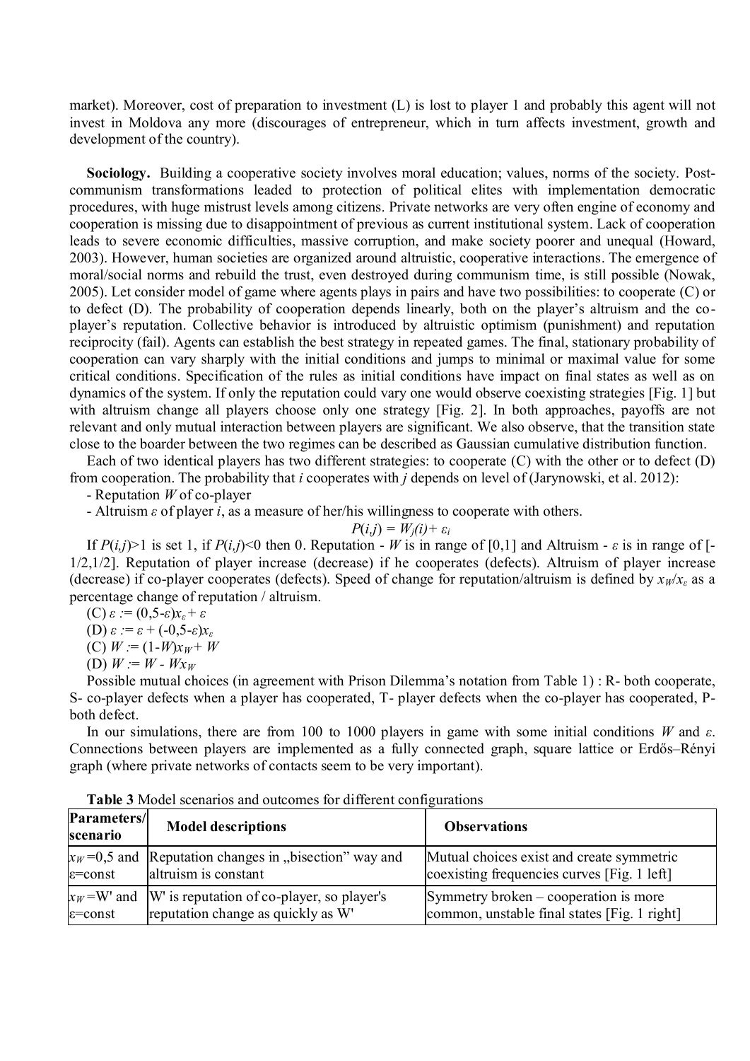market). Moreover, cost of preparation to investment (L) is lost to player 1 and probably this agent will not invest in Moldova any more (discourages of entrepreneur, which in turn affects investment, growth and development of the country).

**Sociology.** Building a cooperative society involves moral education; values, norms of the society. Post-communism transformations leaded to protection of political elites with implementation democratic procedures, with huge mistrust levels among citizens. Private networks are very often engine of economy and cooperation is missing due to disappointment of previous as current institutional system. Lack of cooperation leads to severe economic difficulties, massive corruption, and make society poorer and unequal (Howard, 2003). However, human societies are organized around altruistic, cooperative interactions. The emergence of moral/social norms and rebuild the trust, even destroyed during communism time, is still possible (Nowak, 2005). Let consider model of game where agents plays in pairs and have two possibilities: to cooperate (C) or to defect (D). The probability of cooperation depends linearly, both on the player's altruism and the co-player's reputation. Collective behavior is introduced by altruistic optimism (punishment) and reputation reciprocity (fail). Agents can establish the best strategy in repeated games. The final, stationary probability of cooperation can vary sharply with the initial conditions and jumps to minimal or maximal value for some critical conditions. Specification of the rules as initial conditions have impact on final states as well as on dynamics of the system. If only the reputation could vary one would observe coexisting strategies [Fig. 1] but with altruism change all players choose only one strategy [Fig. 2]. In both approaches, payoffs are not relevant and only mutual interaction between players are significant. We also observe, that the transition state close to the boarder between the two regimes can be described as Gaussian cumulative distribution function.

Each of two identical players has two different strategies: to cooperate (C) with the other or to defect (D) from cooperation. The probability that $i$ cooperates with $j$ depends on level of (Jarynowski, et al. 2012):

- Reputation $W$ of co-player
- Altruism $\varepsilon$ of player $i$, as a measure of her/his willingness to cooperate with others.

$$P(i,j) = W_j(i) + \varepsilon_i$$

If $P(i,j)>1$ is set 1, if $P(i,j)<0$ then 0. Reputation - $W$ is in range of [0,1] and Altruism - $\varepsilon$ is in range of [-1/2,1/2]. Reputation of player increase (decrease) if he cooperates (defects). Altruism of player increase (decrease) if co-player cooperates (defects). Speed of change for reputation/altruism is defined by $x_W/x_\varepsilon$ as a percentage change of reputation / altruism.

(C) $\varepsilon := (0{,}5-\varepsilon)x_\varepsilon + \varepsilon$

(D) $\varepsilon := \varepsilon + (-0{,}5-\varepsilon)x_\varepsilon$

(C) $W := (1-W)x_W + W$

(D) $W := W - Wx_W$

Possible mutual choices (in agreement with Prison Dilemma's notation from Table 1) : R- both cooperate, S- co-player defects when a player has cooperated, T- player defects when the co-player has cooperated, P- both defect.

In our simulations, there are from 100 to 1000 players in game with some initial conditions $W$ and $\varepsilon$. Connections between players are implemented as a fully connected graph, square lattice or Erdős–Rényi graph (where private networks of contacts seem to be very important).

**Table 3** Model scenarios and outcomes for different configurations

| Parameters/ scenario | Model descriptions | Observations |
|---|---|---|
| $x_W=0{,}5$ and $\varepsilon$=const | Reputation changes in „bisection" way and altruism is constant | Mutual choices exist and create symmetric coexisting frequencies curves [Fig. 1 left] |
| $x_W$=W' and $\varepsilon$=const | W' is reputation of co-player, so player's reputation change as quickly as W' | Symmetry broken – cooperation is more common, unstable final states [Fig. 1 right] |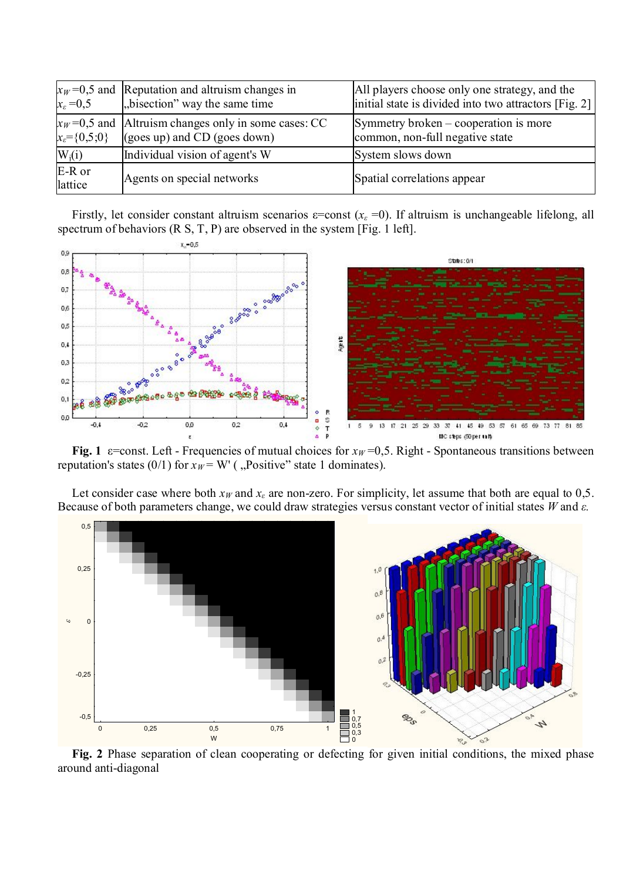| | | |
|---|---|---|
| $x_W$=0,5 and $x_\varepsilon$ =0,5 | Reputation and altruism changes in „bisection" way the same time | All players choose only one strategy, and the initial state is divided into two attractors [Fig. 2] |
| $x_W$=0,5 and $x_\varepsilon$={0,5;0} | Altruism changes only in some cases: CC (goes up) and CD (goes down) | Symmetry broken – cooperation is more common, non-full negative state |
| $W_i(i)$ | Individual vision of agent's W | System slows down |
| E-R or lattice | Agents on special networks | Spatial correlations appear |

Firstly, let consider constant altruism scenarios ε=const ($x_\varepsilon$ =0). If altruism is unchangeable lifelong, all spectrum of behaviors (R S, T, P) are observed in the system [Fig. 1 left].

**Fig. 1** ε=const. Left - Frequencies of mutual choices for $x_W$ =0,5. Right - Spontaneous transitions between reputation's states (0/1) for $x_W$ = W' ( „Positive" state 1 dominates).

Let consider case where both $x_W$ and $x_\varepsilon$ are non-zero. For simplicity, let assume that both are equal to 0,5. Because of both parameters change, we could draw strategies versus constant vector of initial states $W$ and $\varepsilon$.

**Fig. 2** Phase separation of clean cooperating or defecting for given initial conditions, the mixed phase around anti-diagonal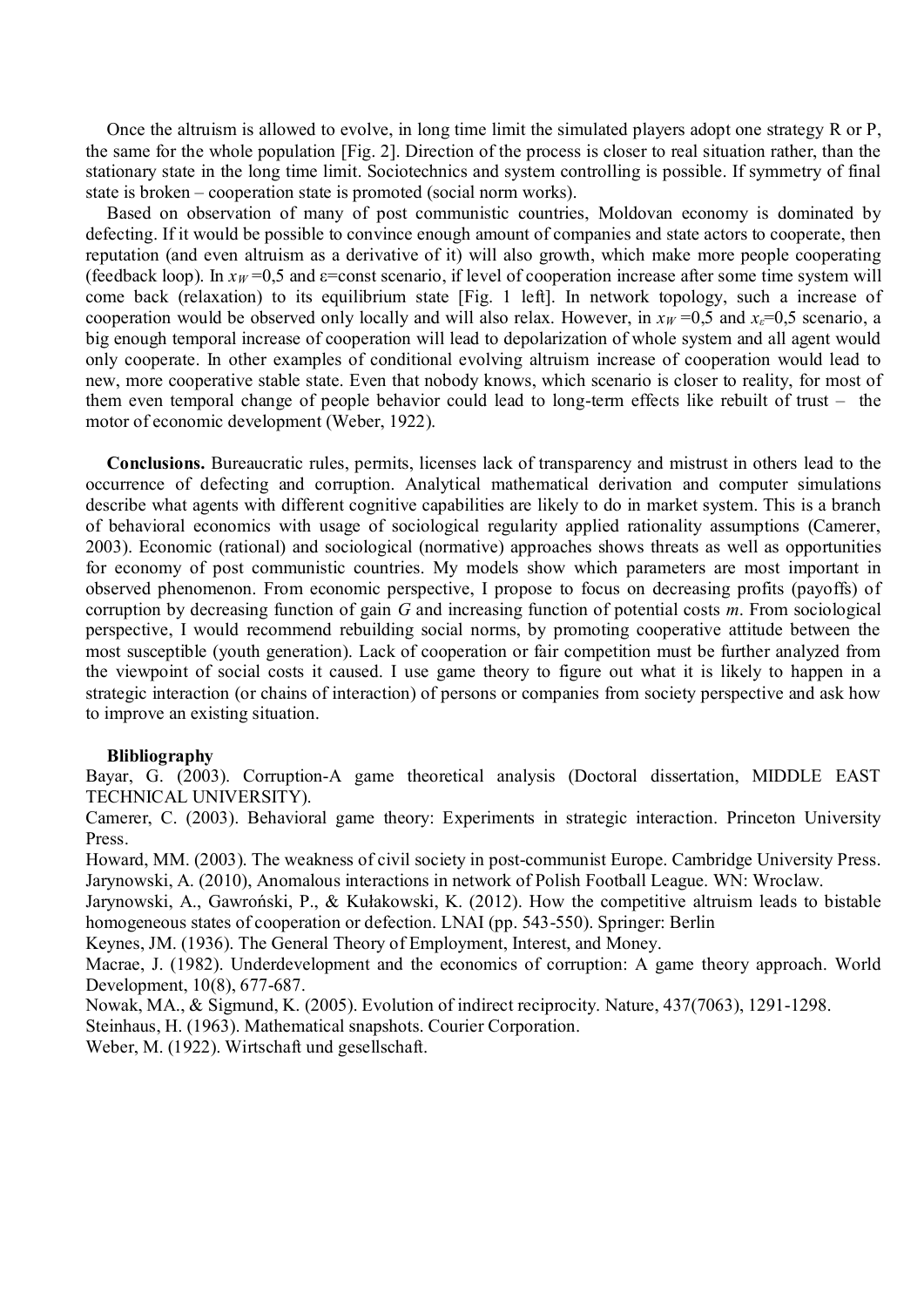Once the altruism is allowed to evolve, in long time limit the simulated players adopt one strategy R or P, the same for the whole population [Fig. 2]. Direction of the process is closer to real situation rather, than the stationary state in the long time limit. Sociotechnics and system controlling is possible. If symmetry of final state is broken – cooperation state is promoted (social norm works).

Based on observation of many of post communistic countries, Moldovan economy is dominated by defecting. If it would be possible to convince enough amount of companies and state actors to cooperate, then reputation (and even altruism as a derivative of it) will also growth, which make more people cooperating (feedback loop). In $x_W$ =0,5 and ε=const scenario, if level of cooperation increase after some time system will come back (relaxation) to its equilibrium state [Fig. 1 left]. In network topology, such a increase of cooperation would be observed only locally and will also relax. However, in $x_W$ =0,5 and $x_\varepsilon$=0,5 scenario, a big enough temporal increase of cooperation will lead to depolarization of whole system and all agent would only cooperate. In other examples of conditional evolving altruism increase of cooperation would lead to new, more cooperative stable state. Even that nobody knows, which scenario is closer to reality, for most of them even temporal change of people behavior could lead to long-term effects like rebuilt of trust – the motor of economic development (Weber, 1922).

**Conclusions.** Bureaucratic rules, permits, licenses lack of transparency and mistrust in others lead to the occurrence of defecting and corruption. Analytical mathematical derivation and computer simulations describe what agents with different cognitive capabilities are likely to do in market system. This is a branch of behavioral economics with usage of sociological regularity applied rationality assumptions (Camerer, 2003). Economic (rational) and sociological (normative) approaches shows threats as well as opportunities for economy of post communistic countries. My models show which parameters are most important in observed phenomenon. From economic perspective, I propose to focus on decreasing profits (payoffs) of corruption by decreasing function of gain *G* and increasing function of potential costs *m*. From sociological perspective, I would recommend rebuilding social norms, by promoting cooperative attitude between the most susceptible (youth generation). Lack of cooperation or fair competition must be further analyzed from the viewpoint of social costs it caused. I use game theory to figure out what it is likely to happen in a strategic interaction (or chains of interaction) of persons or companies from society perspective and ask how to improve an existing situation.

**Blibliography**

Bayar, G. (2003). Corruption-A game theoretical analysis (Doctoral dissertation, MIDDLE EAST TECHNICAL UNIVERSITY).

Camerer, C. (2003). Behavioral game theory: Experiments in strategic interaction. Princeton University Press.

Howard, MM. (2003). The weakness of civil society in post-communist Europe. Cambridge University Press.

Jarynowski, A. (2010), Anomalous interactions in network of Polish Football League. WN: Wroclaw.

Jarynowski, A., Gawroński, P., & Kułakowski, K. (2012). How the competitive altruism leads to bistable homogeneous states of cooperation or defection. LNAI (pp. 543-550). Springer: Berlin

Keynes, JM. (1936). The General Theory of Employment, Interest, and Money.

Macrae, J. (1982). Underdevelopment and the economics of corruption: A game theory approach. World Development, 10(8), 677-687.

Nowak, MA., & Sigmund, K. (2005). Evolution of indirect reciprocity. Nature, 437(7063), 1291-1298.

Steinhaus, H. (1963). Mathematical snapshots. Courier Corporation.

Weber, M. (1922). Wirtschaft und gesellschaft.